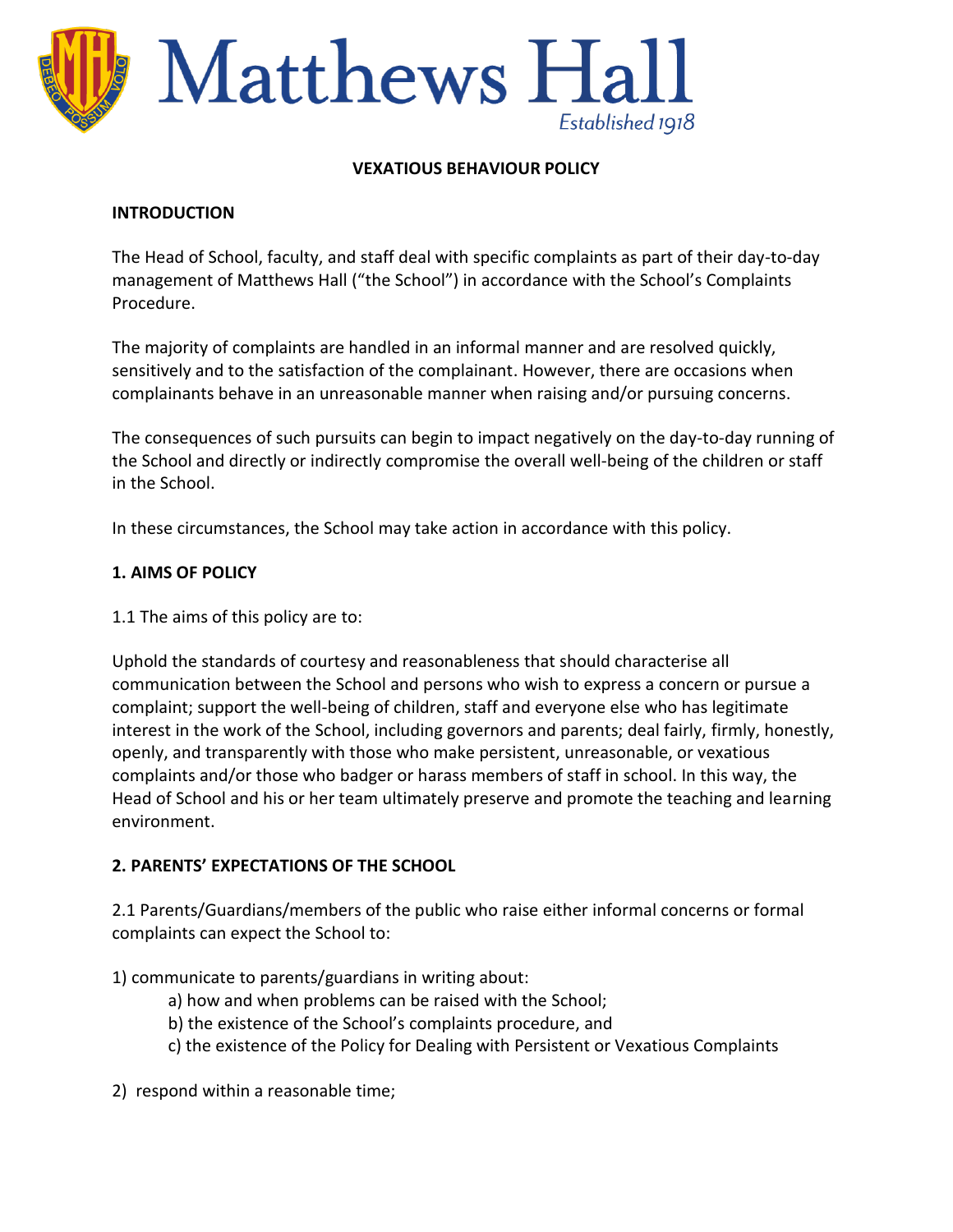Matthews Hall

Established 1918

# VEXATIOUS BEHAVIOUR POLICY

## INTRODUCTION

The Head of School, faculty, and staff deal with specific complaints as part of their day-to-day management of Matthews Hall ("the School") in accordance with the School's Complaints Procedure.

The majority of complaints are handled in an informal manner and are resolved quickly, sensitively and to the satisfaction of the complainant. However, there are occasions when complainants behave in an unreasonable manner when raising and/or pursuing concerns.

The consequences of such pursuits can begin to impact negatively on the day-to-day running of the School and directly or indirectly compromise the overall well-being of the children or staff in the School.

In these circumstances, the School may take action in accordance with this policy.

## 1. AIMS OF POLICY

1.1 The aims of this policy are to:

Uphold the standards of courtesy and reasonableness that should characterise all communication between the School and persons who wish to express a concern or pursue a complaint; support the well-being of children, staff and everyone else who has legitimate interest in the work of the School, including governors and parents; deal fairly, firmly, honestly, openly, and transparently with those who make persistent, unreasonable, or vexatious complaints and/or those who badger or harass members of staff in school. In this way, the Head of School and his or her team ultimately preserve and promote the teaching and learning environment.

## 2. PARENTS' EXPECTATIONS OF THE SCHOOL

2.1 Parents/Guardians/members of the public who raise either informal concerns or formal complaints can expect the School to:

1) communicate to parents/guardians in writing about:
   - a) how and when problems can be raised with the School;
   - b) the existence of the School's complaints procedure, and
   - c) the existence of the Policy for Dealing with Persistent or Vexatious Complaints

2) respond within a reasonable time;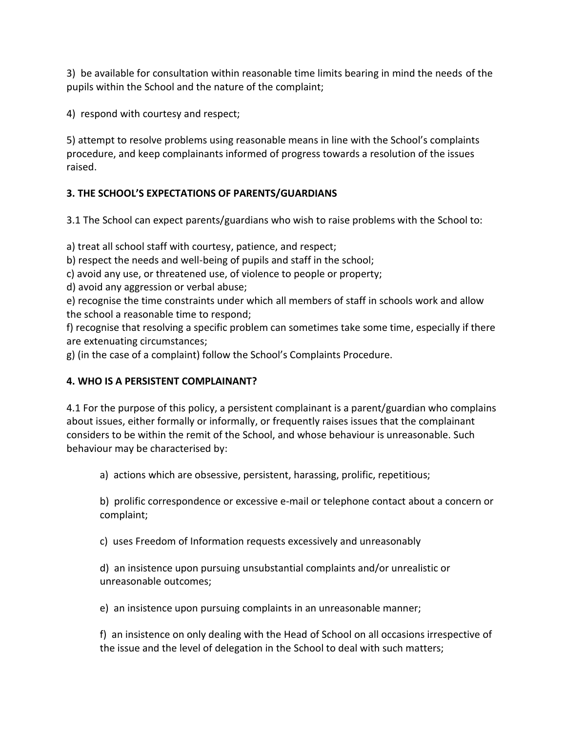3) be available for consultation within reasonable time limits bearing in mind the needs of the pupils within the School and the nature of the complaint;

4) respond with courtesy and respect;

5) attempt to resolve problems using reasonable means in line with the School's complaints procedure, and keep complainants informed of progress towards a resolution of the issues raised.

### 3. THE SCHOOL'S EXPECTATIONS OF PARENTS/GUARDIANS

3.1 The School can expect parents/guardians who wish to raise problems with the School to:

a) treat all school staff with courtesy, patience, and respect;
b) respect the needs and well-being of pupils and staff in the school;
c) avoid any use, or threatened use, of violence to people or property;
d) avoid any aggression or verbal abuse;
e) recognise the time constraints under which all members of staff in schools work and allow the school a reasonable time to respond;
f) recognise that resolving a specific problem can sometimes take some time, especially if there are extenuating circumstances;
g) (in the case of a complaint) follow the School's Complaints Procedure.

### 4. WHO IS A PERSISTENT COMPLAINANT?

4.1 For the purpose of this policy, a persistent complainant is a parent/guardian who complains about issues, either formally or informally, or frequently raises issues that the complainant considers to be within the remit of the School, and whose behaviour is unreasonable. Such behaviour may be characterised by:

a) actions which are obsessive, persistent, harassing, prolific, repetitious;

b) prolific correspondence or excessive e-mail or telephone contact about a concern or complaint;

c) uses Freedom of Information requests excessively and unreasonably

d) an insistence upon pursuing unsubstantial complaints and/or unrealistic or unreasonable outcomes;

e) an insistence upon pursuing complaints in an unreasonable manner;

f) an insistence on only dealing with the Head of School on all occasions irrespective of the issue and the level of delegation in the School to deal with such matters;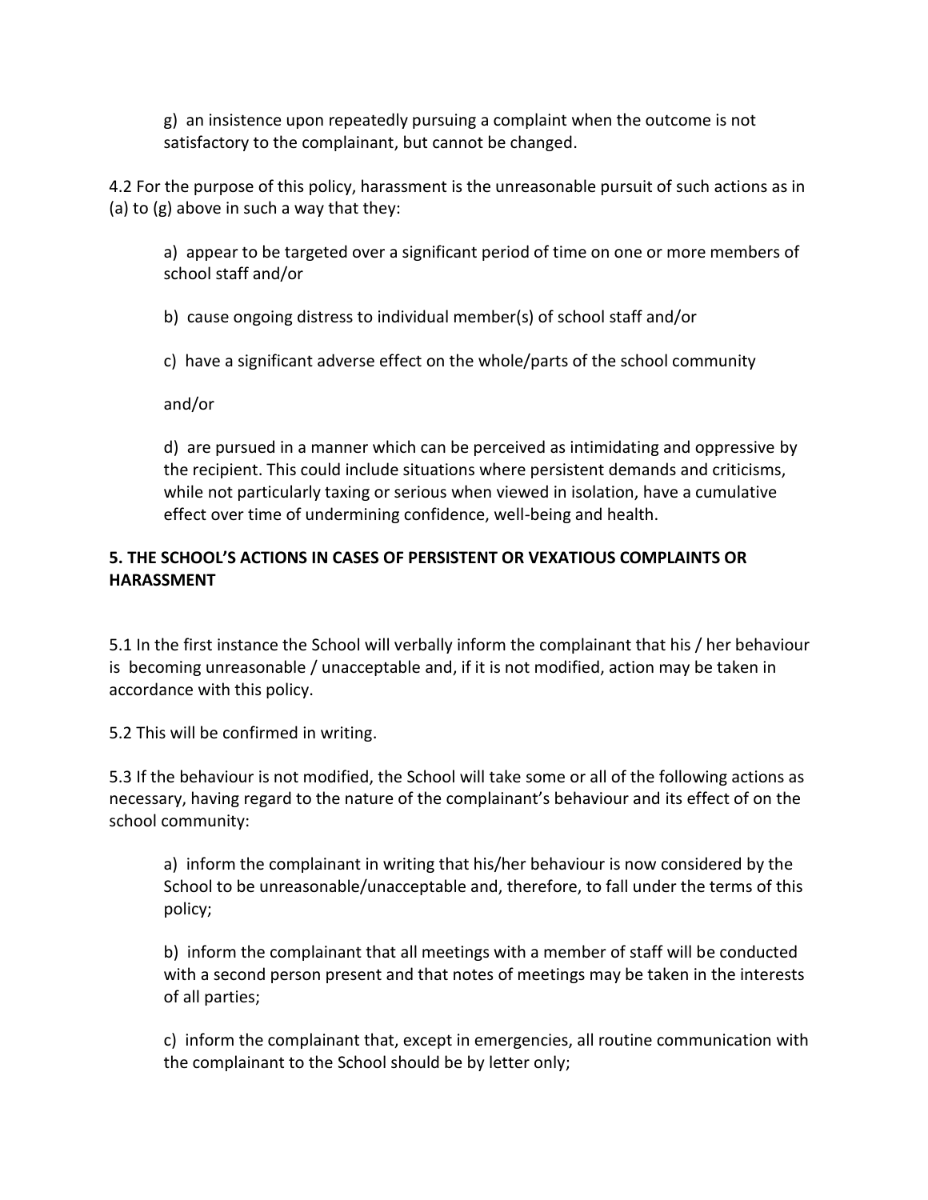g) an insistence upon repeatedly pursuing a complaint when the outcome is not satisfactory to the complainant, but cannot be changed.

4.2 For the purpose of this policy, harassment is the unreasonable pursuit of such actions as in (a) to (g) above in such a way that they:

a) appear to be targeted over a significant period of time on one or more members of school staff and/or

b) cause ongoing distress to individual member(s) of school staff and/or

c) have a significant adverse effect on the whole/parts of the school community

and/or

d) are pursued in a manner which can be perceived as intimidating and oppressive by the recipient. This could include situations where persistent demands and criticisms, while not particularly taxing or serious when viewed in isolation, have a cumulative effect over time of undermining confidence, well-being and health.

**5. THE SCHOOL'S ACTIONS IN CASES OF PERSISTENT OR VEXATIOUS COMPLAINTS OR HARASSMENT**

5.1 In the first instance the School will verbally inform the complainant that his / her behaviour is becoming unreasonable / unacceptable and, if it is not modified, action may be taken in accordance with this policy.

5.2 This will be confirmed in writing.

5.3 If the behaviour is not modified, the School will take some or all of the following actions as necessary, having regard to the nature of the complainant's behaviour and its effect of on the school community:

a) inform the complainant in writing that his/her behaviour is now considered by the School to be unreasonable/unacceptable and, therefore, to fall under the terms of this policy;

b) inform the complainant that all meetings with a member of staff will be conducted with a second person present and that notes of meetings may be taken in the interests of all parties;

c) inform the complainant that, except in emergencies, all routine communication with the complainant to the School should be by letter only;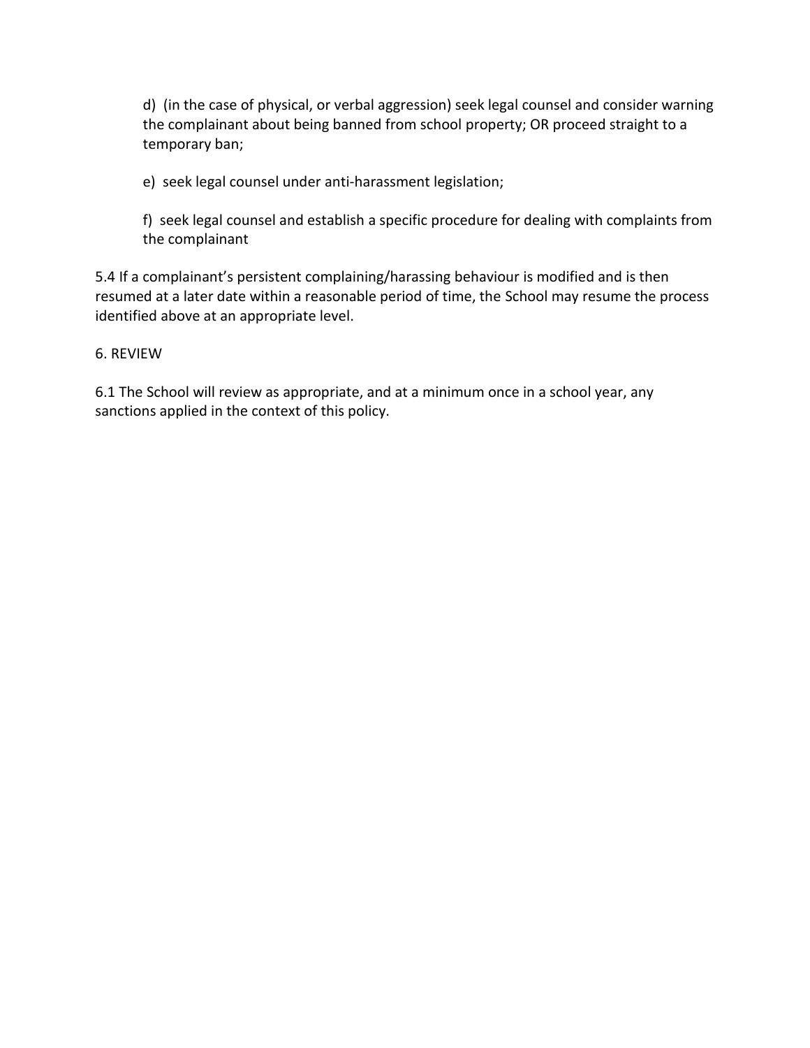d) (in the case of physical, or verbal aggression) seek legal counsel and consider warning the complainant about being banned from school property; OR proceed straight to a temporary ban;

e) seek legal counsel under anti-harassment legislation;

f) seek legal counsel and establish a specific procedure for dealing with complaints from the complainant

5.4 If a complainant's persistent complaining/harassing behaviour is modified and is then resumed at a later date within a reasonable period of time, the School may resume the process identified above at an appropriate level.

## 6. REVIEW

6.1 The School will review as appropriate, and at a minimum once in a school year, any sanctions applied in the context of this policy.